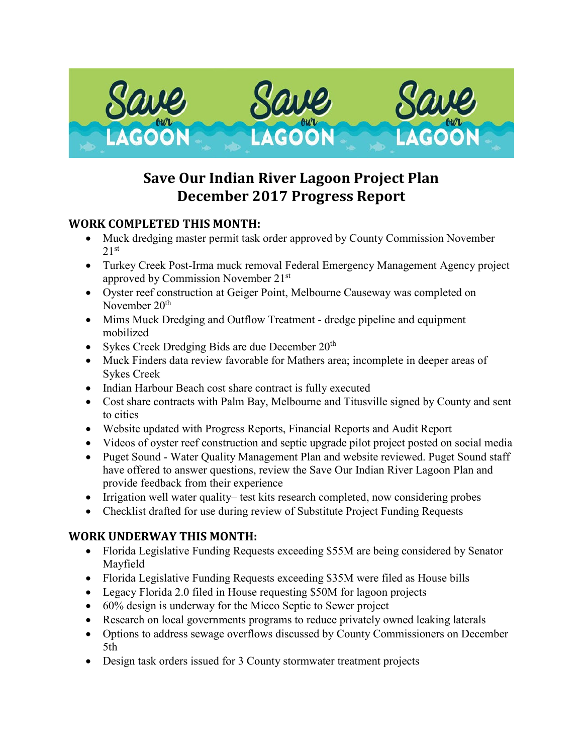# Save Our Indian River Lagoon Project Plan
# December 2017 Progress Report

## WORK COMPLETED THIS MONTH:

- Muck dredging master permit task order approved by County Commission November 21st
- Turkey Creek Post-Irma muck removal Federal Emergency Management Agency project approved by Commission November 21st
- Oyster reef construction at Geiger Point, Melbourne Causeway was completed on November 20th
- Mims Muck Dredging and Outflow Treatment - dredge pipeline and equipment mobilized
- Sykes Creek Dredging Bids are due December 20th
- Muck Finders data review favorable for Mathers area; incomplete in deeper areas of Sykes Creek
- Indian Harbour Beach cost share contract is fully executed
- Cost share contracts with Palm Bay, Melbourne and Titusville signed by County and sent to cities
- Website updated with Progress Reports, Financial Reports and Audit Report
- Videos of oyster reef construction and septic upgrade pilot project posted on social media
- Puget Sound - Water Quality Management Plan and website reviewed. Puget Sound staff have offered to answer questions, review the Save Our Indian River Lagoon Plan and provide feedback from their experience
- Irrigation well water quality– test kits research completed, now considering probes
- Checklist drafted for use during review of Substitute Project Funding Requests

## WORK UNDERWAY THIS MONTH:

- Florida Legislative Funding Requests exceeding $55M are being considered by Senator Mayfield
- Florida Legislative Funding Requests exceeding $35M were filed as House bills
- Legacy Florida 2.0 filed in House requesting $50M for lagoon projects
- 60% design is underway for the Micco Septic to Sewer project
- Research on local governments programs to reduce privately owned leaking laterals
- Options to address sewage overflows discussed by County Commissioners on December 5th
- Design task orders issued for 3 County stormwater treatment projects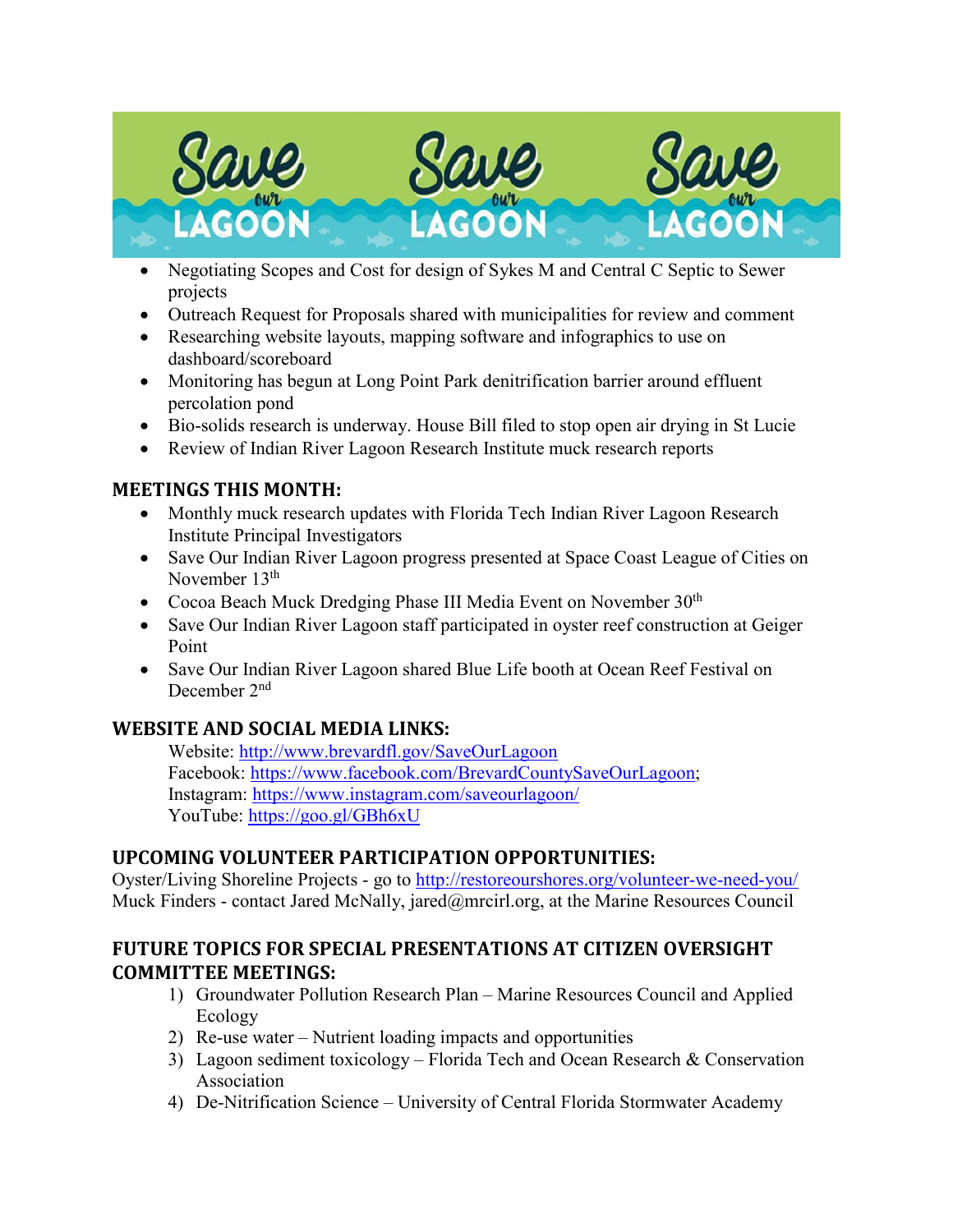- Negotiating Scopes and Cost for design of Sykes M and Central C Septic to Sewer projects
- Outreach Request for Proposals shared with municipalities for review and comment
- Researching website layouts, mapping software and infographics to use on dashboard/scoreboard
- Monitoring has begun at Long Point Park denitrification barrier around effluent percolation pond
- Bio-solids research is underway. House Bill filed to stop open air drying in St Lucie
- Review of Indian River Lagoon Research Institute muck research reports

## MEETINGS THIS MONTH:

- Monthly muck research updates with Florida Tech Indian River Lagoon Research Institute Principal Investigators
- Save Our Indian River Lagoon progress presented at Space Coast League of Cities on November 13th
- Cocoa Beach Muck Dredging Phase III Media Event on November 30th
- Save Our Indian River Lagoon staff participated in oyster reef construction at Geiger Point
- Save Our Indian River Lagoon shared Blue Life booth at Ocean Reef Festival on December 2nd

## WEBSITE AND SOCIAL MEDIA LINKS:

Website: http://www.brevardfl.gov/SaveOurLagoon
Facebook: https://www.facebook.com/BrevardCountySaveOurLagoon;
Instagram: https://www.instagram.com/saveourlagoon/
YouTube: https://goo.gl/GBh6xU

## UPCOMING VOLUNTEER PARTICIPATION OPPORTUNITIES:

Oyster/Living Shoreline Projects - go to http://restoreourshores.org/volunteer-we-need-you/
Muck Finders - contact Jared McNally, jared@mrcirl.org, at the Marine Resources Council

## FUTURE TOPICS FOR SPECIAL PRESENTATIONS AT CITIZEN OVERSIGHT COMMITTEE MEETINGS:

1) Groundwater Pollution Research Plan – Marine Resources Council and Applied Ecology
2) Re-use water – Nutrient loading impacts and opportunities
3) Lagoon sediment toxicology – Florida Tech and Ocean Research & Conservation Association
4) De-Nitrification Science – University of Central Florida Stormwater Academy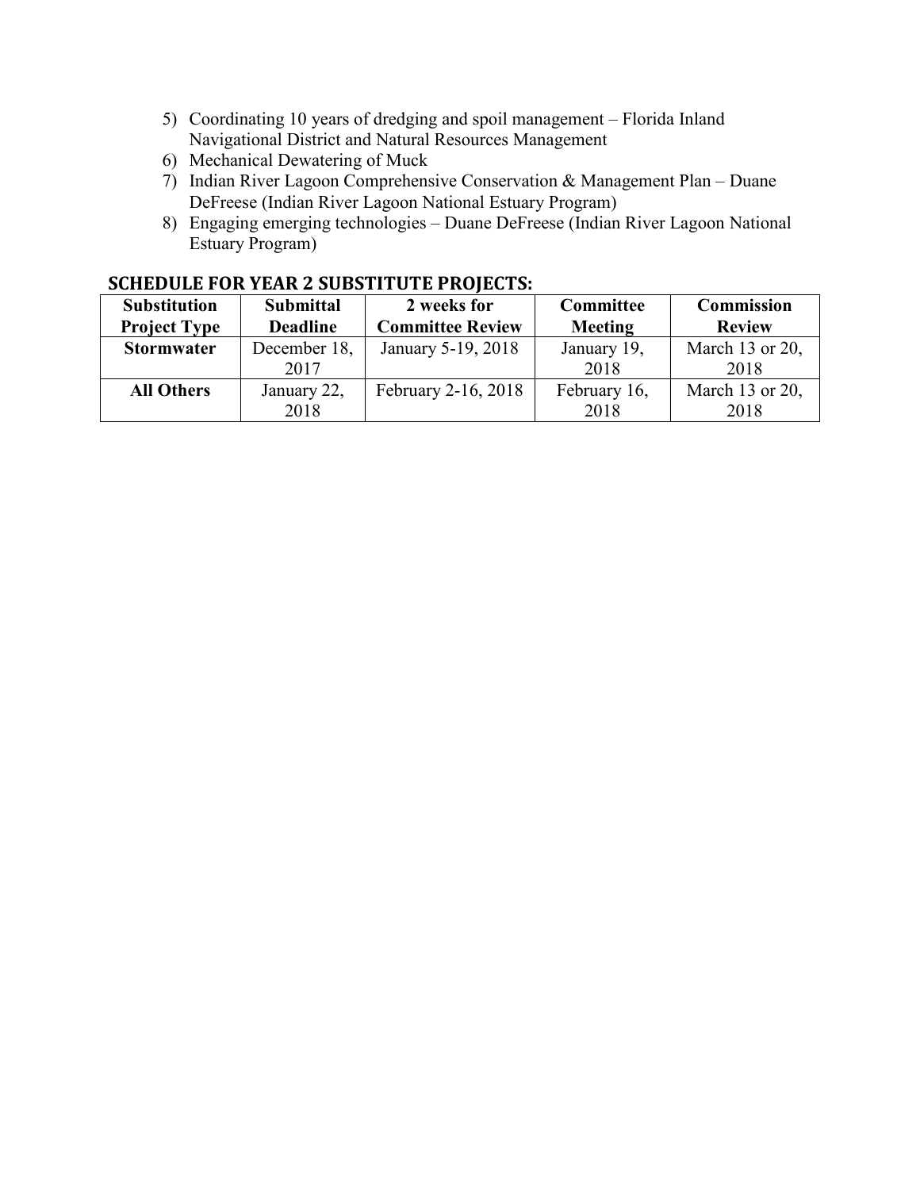5) Coordinating 10 years of dredging and spoil management – Florida Inland Navigational District and Natural Resources Management
6) Mechanical Dewatering of Muck
7) Indian River Lagoon Comprehensive Conservation & Management Plan – Duane DeFreese (Indian River Lagoon National Estuary Program)
8) Engaging emerging technologies – Duane DeFreese (Indian River Lagoon National Estuary Program)

## SCHEDULE FOR YEAR 2 SUBSTITUTE PROJECTS:

| Substitution Project Type | Submittal Deadline | 2 weeks for Committee Review | Committee Meeting | Commission Review |
|---|---|---|---|---|
| **Stormwater** | December 18, 2017 | January 5-19, 2018 | January 19, 2018 | March 13 or 20, 2018 |
| **All Others** | January 22, 2018 | February 2-16, 2018 | February 16, 2018 | March 13 or 20, 2018 |